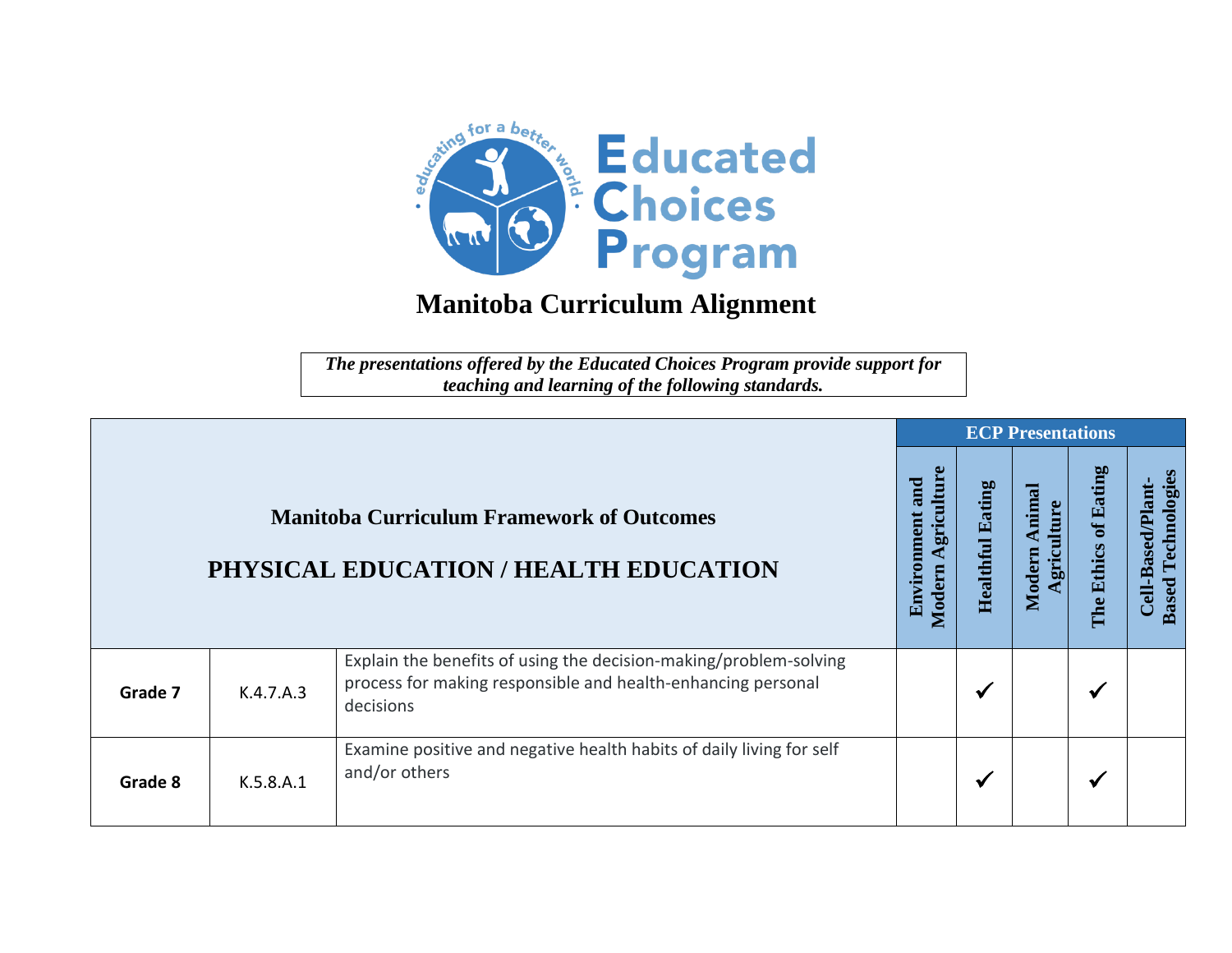# Educated Choices Program

## Manitoba Curriculum Alignment

*The presentations offered by the Educated Choices Program provide support for teaching and learning of the following standards.*

| Manitoba Curriculum Framework of Outcomes<br>PHYSICAL EDUCATION / HEALTH EDUCATION | | | ECP Presentations | | | | |
|---|---|---|---|---|---|---|---|
| | | | Environment and Modern Agriculture | Healthful Eating | Modern Animal Agriculture | The Ethics of Eating | Cell-Based/Plant-Based Technologies |
| **Grade 7** | K.4.7.A.3 | Explain the benefits of using the decision-making/problem-solving process for making responsible and health-enhancing personal decisions | | ✓ | | ✓ | |
| **Grade 8** | K.5.8.A.1 | Examine positive and negative health habits of daily living for self and/or others | | ✓ | | ✓ | |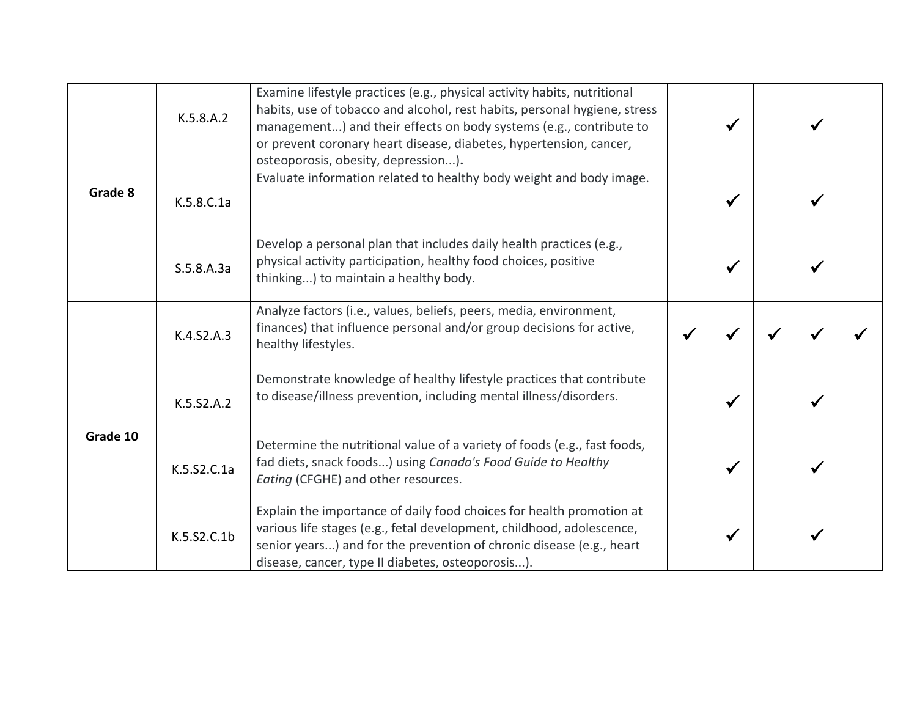| | | | | | | | |
|---|---|---|---|---|---|---|---|
| **Grade 8** | K.5.8.A.2 | Examine lifestyle practices (e.g., physical activity habits, nutritional habits, use of tobacco and alcohol, rest habits, personal hygiene, stress management...) and their effects on body systems (e.g., contribute to or prevent coronary heart disease, diabetes, hypertension, cancer, osteoporosis, obesity, depression...). | | ✓ | | ✓ | |
| | K.5.8.C.1a | Evaluate information related to healthy body weight and body image. | | ✓ | | ✓ | |
| | S.5.8.A.3a | Develop a personal plan that includes daily health practices (e.g., physical activity participation, healthy food choices, positive thinking...) to maintain a healthy body. | | ✓ | | ✓ | |
| **Grade 10** | K.4.S2.A.3 | Analyze factors (i.e., values, beliefs, peers, media, environment, finances) that influence personal and/or group decisions for active, healthy lifestyles. | ✓ | ✓ | ✓ | ✓ | ✓ |
| | K.5.S2.A.2 | Demonstrate knowledge of healthy lifestyle practices that contribute to disease/illness prevention, including mental illness/disorders. | | ✓ | | ✓ | |
| | K.5.S2.C.1a | Determine the nutritional value of a variety of foods (e.g., fast foods, fad diets, snack foods...) using *Canada's Food Guide to Healthy Eating* (CFGHE) and other resources. | | ✓ | | ✓ | |
| | K.5.S2.C.1b | Explain the importance of daily food choices for health promotion at various life stages (e.g., fetal development, childhood, adolescence, senior years...) and for the prevention of chronic disease (e.g., heart disease, cancer, type II diabetes, osteoporosis...). | | ✓ | | ✓ | |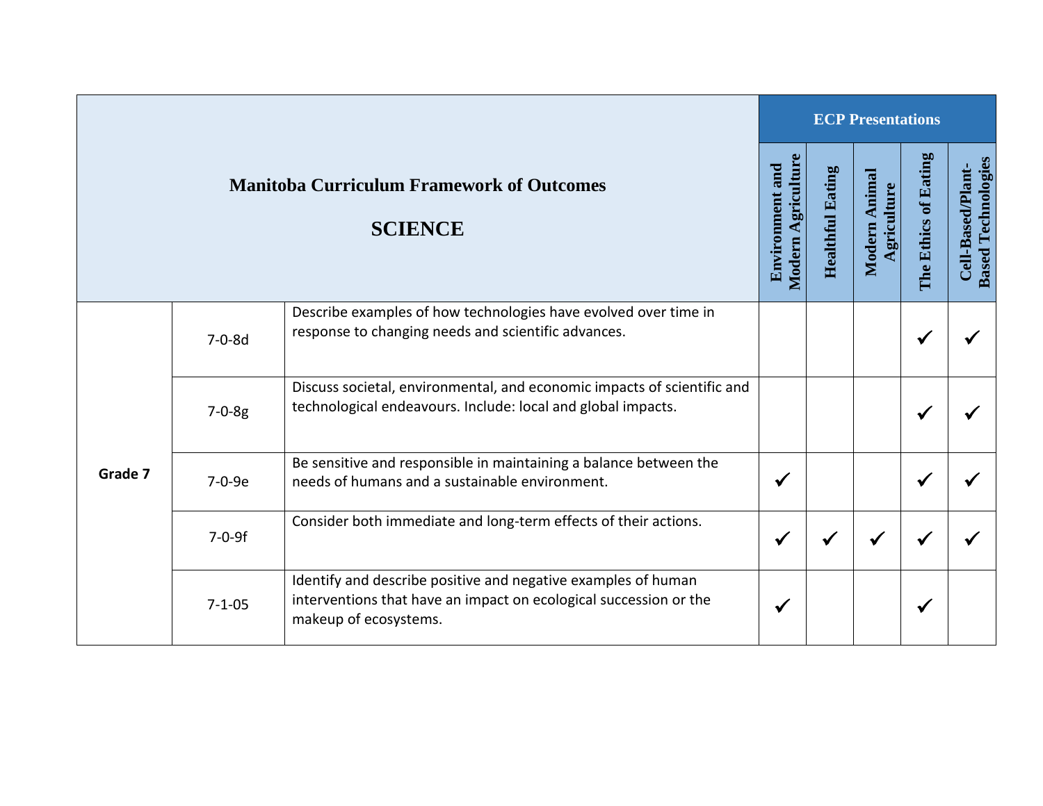| Manitoba Curriculum Framework of Outcomes<br><br>**SCIENCE** | | | ECP Presentations | | | | |
|---|---|---|---|---|---|---|---|
| | | | Environment and Modern Agriculture | Healthful Eating | Modern Animal Agriculture | The Ethics of Eating | Cell-Based/Plant-Based Technologies |
| **Grade 7** | 7-0-8d | Describe examples of how technologies have evolved over time in response to changing needs and scientific advances. | | | | ✓ | ✓ |
| | 7-0-8g | Discuss societal, environmental, and economic impacts of scientific and technological endeavours. Include: local and global impacts. | | | | ✓ | ✓ |
| | 7-0-9e | Be sensitive and responsible in maintaining a balance between the needs of humans and a sustainable environment. | ✓ | | | ✓ | ✓ |
| | 7-0-9f | Consider both immediate and long-term effects of their actions. | ✓ | ✓ | ✓ | ✓ | ✓ |
| | 7-1-05 | Identify and describe positive and negative examples of human interventions that have an impact on ecological succession or the makeup of ecosystems. | ✓ | | | ✓ | |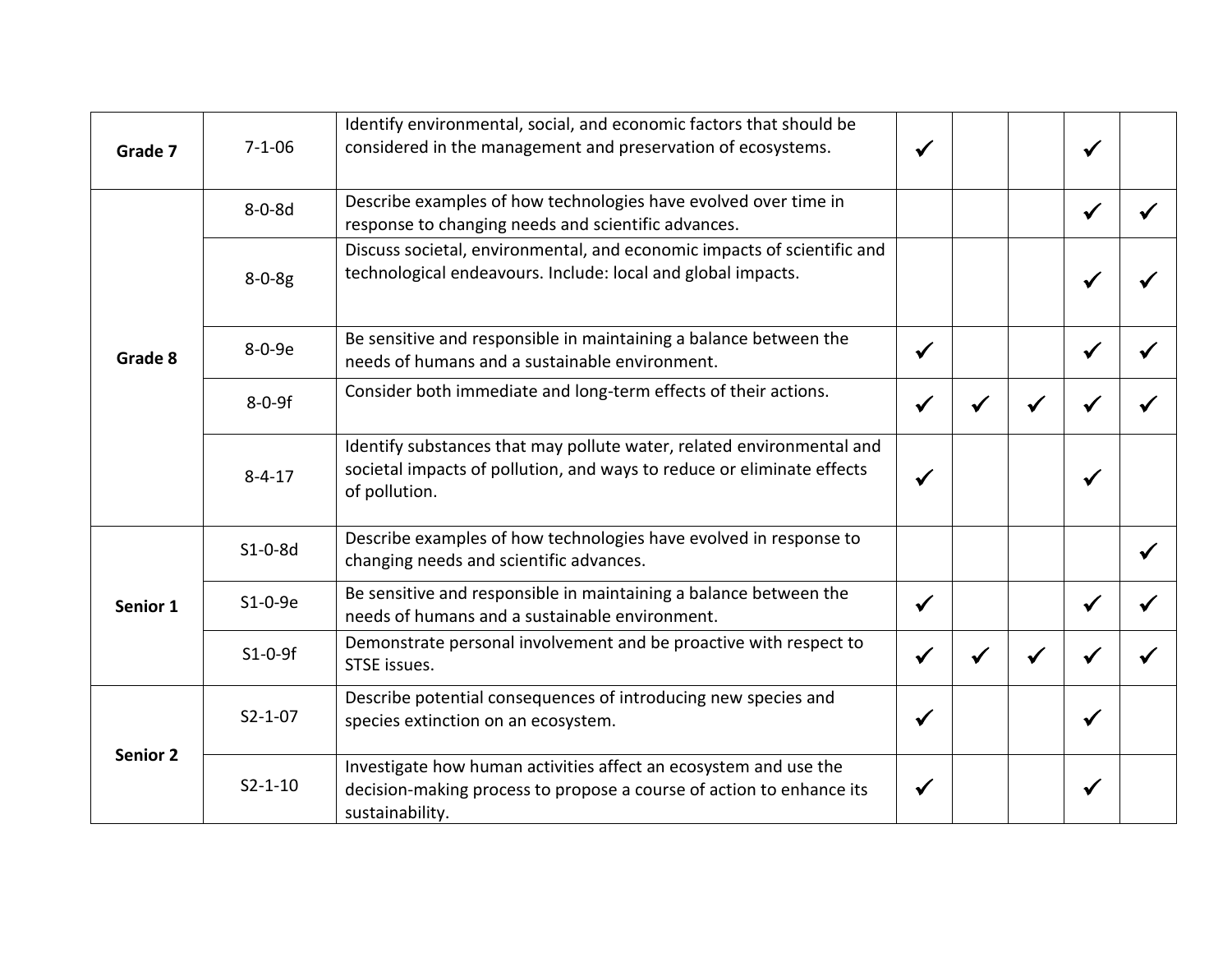| | | | | | | | |
|---|---|---|---|---|---|---|---|
| **Grade 7** | 7-1-06 | Identify environmental, social, and economic factors that should be considered in the management and preservation of ecosystems. | ✔ | | | ✔ | |
| **Grade 8** | 8-0-8d | Describe examples of how technologies have evolved over time in response to changing needs and scientific advances. | | | | ✔ | ✔ |
| | 8-0-8g | Discuss societal, environmental, and economic impacts of scientific and technological endeavours. Include: local and global impacts. | | | | ✔ | ✔ |
| | 8-0-9e | Be sensitive and responsible in maintaining a balance between the needs of humans and a sustainable environment. | ✔ | | | ✔ | ✔ |
| | 8-0-9f | Consider both immediate and long-term effects of their actions. | ✔ | ✔ | ✔ | ✔ | ✔ |
| | 8-4-17 | Identify substances that may pollute water, related environmental and societal impacts of pollution, and ways to reduce or eliminate effects of pollution. | ✔ | | | ✔ | |
| **Senior 1** | S1-0-8d | Describe examples of how technologies have evolved in response to changing needs and scientific advances. | | | | | ✔ |
| | S1-0-9e | Be sensitive and responsible in maintaining a balance between the needs of humans and a sustainable environment. | ✔ | | | ✔ | ✔ |
| | S1-0-9f | Demonstrate personal involvement and be proactive with respect to STSE issues. | ✔ | ✔ | ✔ | ✔ | ✔ |
| **Senior 2** | S2-1-07 | Describe potential consequences of introducing new species and species extinction on an ecosystem. | ✔ | | | ✔ | |
| | S2-1-10 | Investigate how human activities affect an ecosystem and use the decision-making process to propose a course of action to enhance its sustainability. | ✔ | | | ✔ | |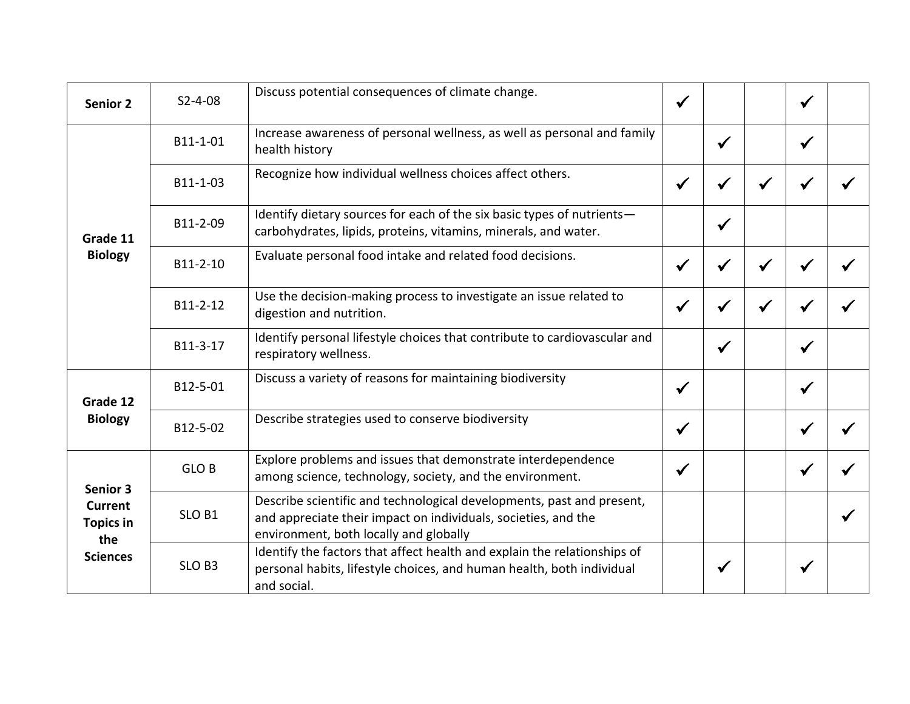| | | | | | | | |
|---|---|---|---|---|---|---|---|
| **Senior 2** | S2-4-08 | Discuss potential consequences of climate change. | ✓ | | | ✓ | |
| **Grade 11 Biology** | B11-1-01 | Increase awareness of personal wellness, as well as personal and family health history | | ✓ | | ✓ | |
| | B11-1-03 | Recognize how individual wellness choices affect others. | ✓ | ✓ | ✓ | ✓ | ✓ |
| | B11-2-09 | Identify dietary sources for each of the six basic types of nutrients—carbohydrates, lipids, proteins, vitamins, minerals, and water. | | ✓ | | | |
| | B11-2-10 | Evaluate personal food intake and related food decisions. | ✓ | ✓ | ✓ | ✓ | ✓ |
| | B11-2-12 | Use the decision-making process to investigate an issue related to digestion and nutrition. | ✓ | ✓ | ✓ | ✓ | ✓ |
| | B11-3-17 | Identify personal lifestyle choices that contribute to cardiovascular and respiratory wellness. | | ✓ | | ✓ | |
| **Grade 12 Biology** | B12-5-01 | Discuss a variety of reasons for maintaining biodiversity | ✓ | | | ✓ | |
| | B12-5-02 | Describe strategies used to conserve biodiversity | ✓ | | | ✓ | ✓ |
| **Senior 3 Current Topics in the Sciences** | GLO B | Explore problems and issues that demonstrate interdependence among science, technology, society, and the environment. | ✓ | | | ✓ | ✓ |
| | SLO B1 | Describe scientific and technological developments, past and present, and appreciate their impact on individuals, societies, and the environment, both locally and globally | | | | | ✓ |
| | SLO B3 | Identify the factors that affect health and explain the relationships of personal habits, lifestyle choices, and human health, both individual and social. | | ✓ | | ✓ | |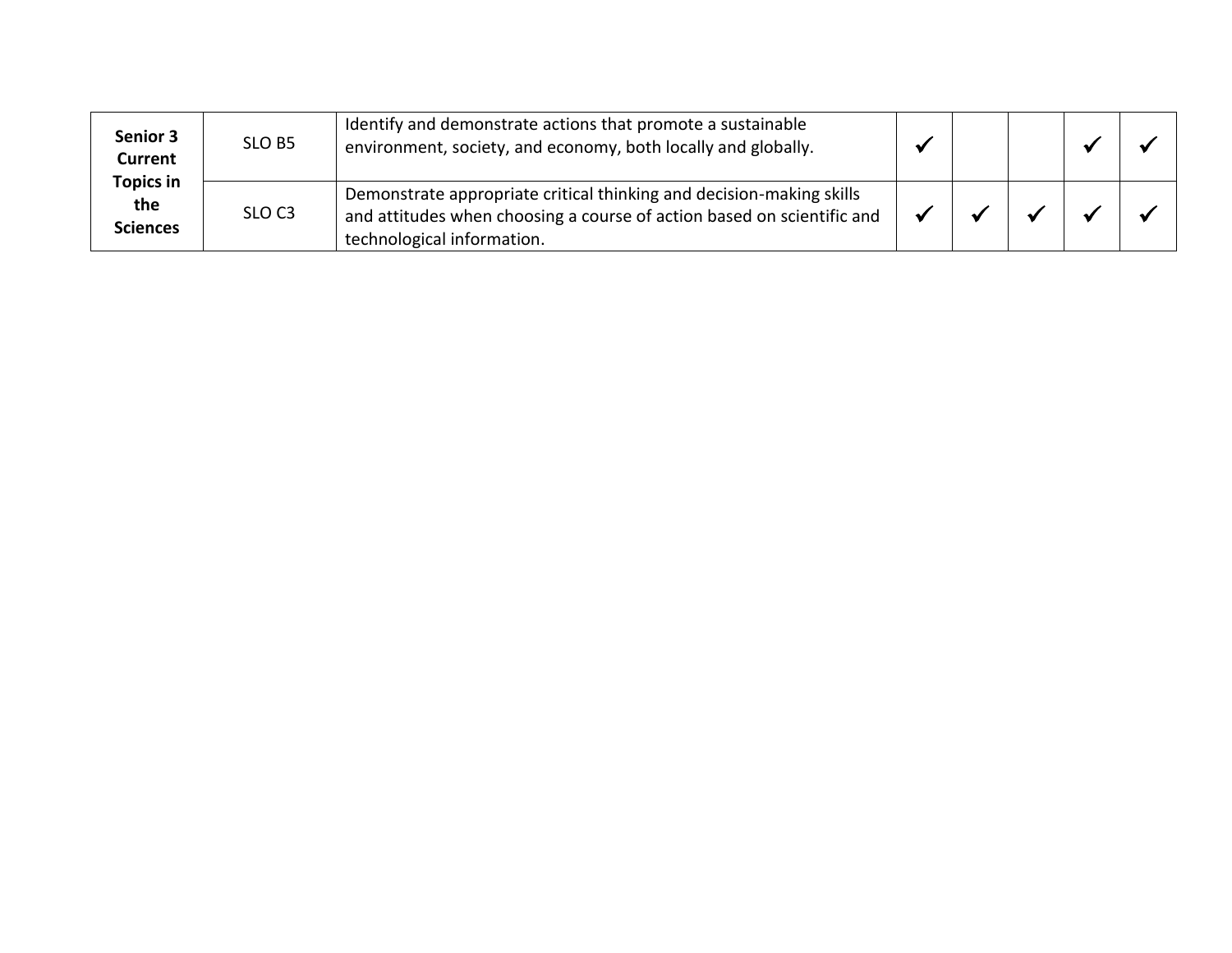| | | | | | | | |
|---|---|---|---|---|---|---|---|
| **Senior 3 Current Topics in the Sciences** | SLO B5 | Identify and demonstrate actions that promote a sustainable environment, society, and economy, both locally and globally. | ✓ | | | ✓ | ✓ |
| | SLO C3 | Demonstrate appropriate critical thinking and decision-making skills and attitudes when choosing a course of action based on scientific and technological information. | ✓ | ✓ | ✓ | ✓ | ✓ |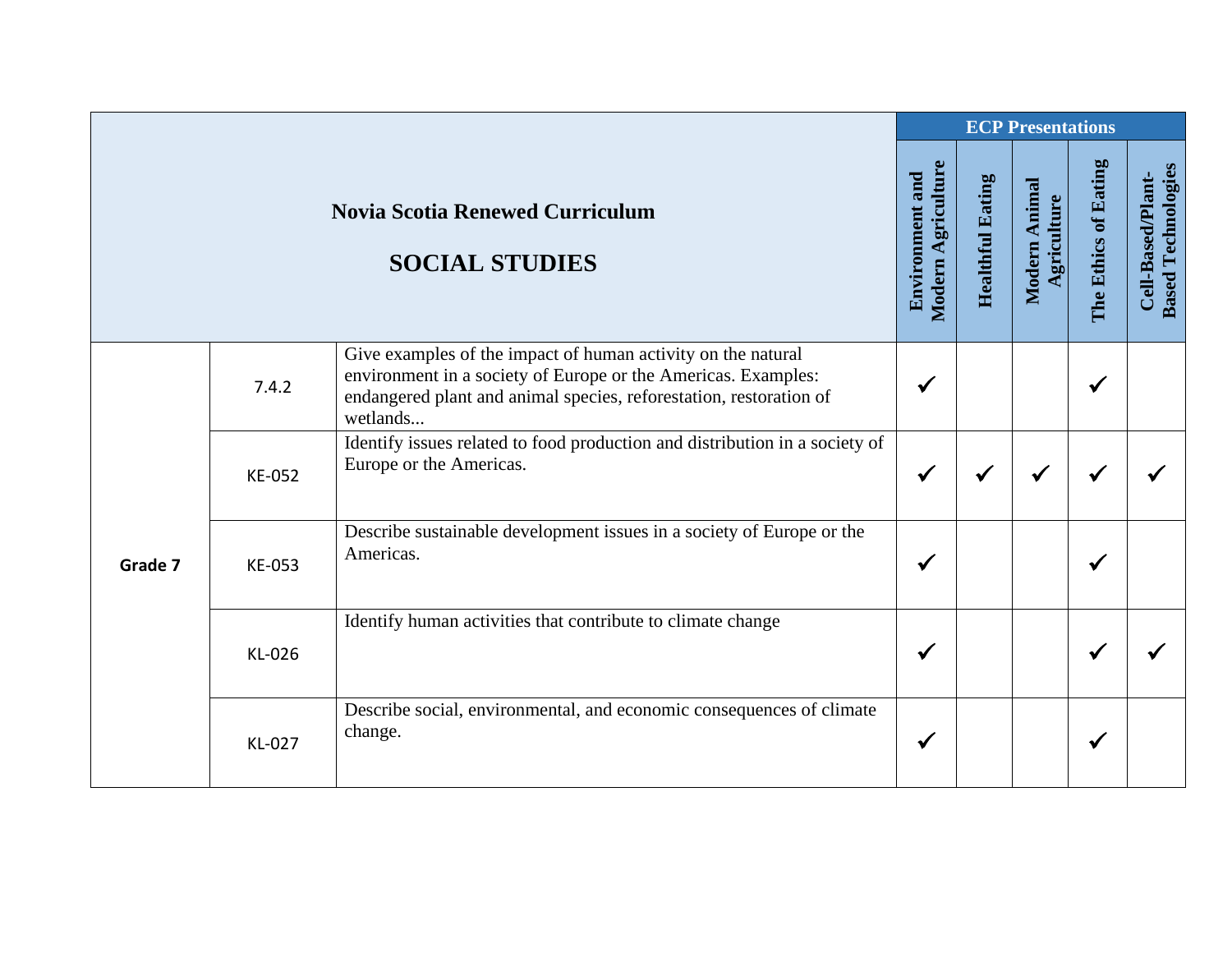| **Novia Scotia Renewed Curriculum**<br><br>**SOCIAL STUDIES** | | | **ECP Presentations** | | | | |
|---|---|---|---|---|---|---|---|
| | | | **Environment and Modern Agriculture** | **Healthful Eating** | **Modern Animal Agriculture** | **The Ethics of Eating** | **Cell-Based/Plant-Based Technologies** |
| **Grade 7** | 7.4.2 | Give examples of the impact of human activity on the natural environment in a society of Europe or the Americas. Examples: endangered plant and animal species, reforestation, restoration of wetlands... | ✓ | | | ✓ | |
| | KE-052 | Identify issues related to food production and distribution in a society of Europe or the Americas. | ✓ | ✓ | ✓ | ✓ | ✓ |
| | KE-053 | Describe sustainable development issues in a society of Europe or the Americas. | ✓ | | | ✓ | |
| | KL-026 | Identify human activities that contribute to climate change | ✓ | | | ✓ | ✓ |
| | KL-027 | Describe social, environmental, and economic consequences of climate change. | ✓ | | | ✓ | |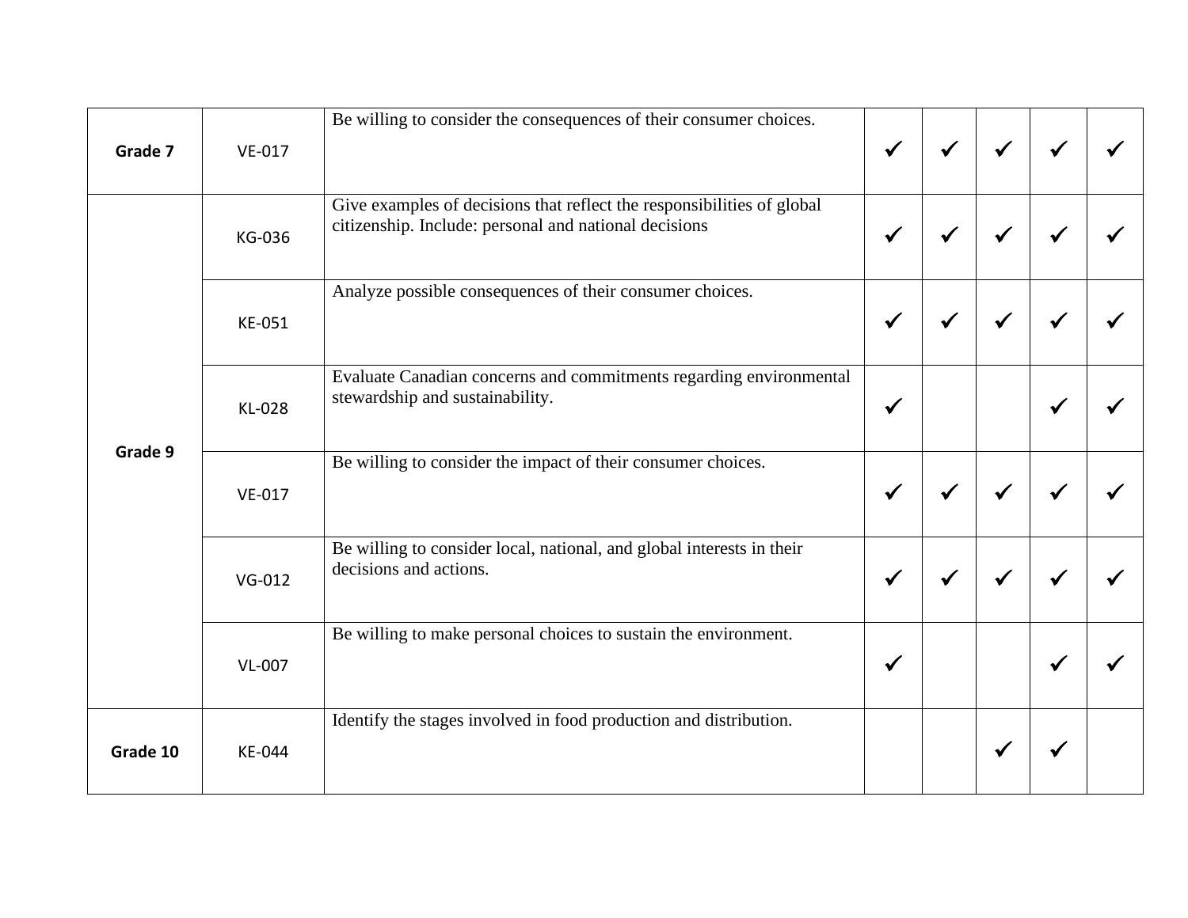| | | | | | | | |
|---|---|---|---|---|---|---|---|
| **Grade 7** | VE-017 | Be willing to consider the consequences of their consumer choices. | ✓ | ✓ | ✓ | ✓ | ✓ |
| **Grade 9** | KG-036 | Give examples of decisions that reflect the responsibilities of global citizenship. Include: personal and national decisions | ✓ | ✓ | ✓ | ✓ | ✓ |
| | KE-051 | Analyze possible consequences of their consumer choices. | ✓ | ✓ | ✓ | ✓ | ✓ |
| | KL-028 | Evaluate Canadian concerns and commitments regarding environmental stewardship and sustainability. | ✓ | | | ✓ | ✓ |
| | VE-017 | Be willing to consider the impact of their consumer choices. | ✓ | ✓ | ✓ | ✓ | ✓ |
| | VG-012 | Be willing to consider local, national, and global interests in their decisions and actions. | ✓ | ✓ | ✓ | ✓ | ✓ |
| | VL-007 | Be willing to make personal choices to sustain the environment. | ✓ | | | ✓ | ✓ |
| **Grade 10** | KE-044 | Identify the stages involved in food production and distribution. | | | ✓ | ✓ | |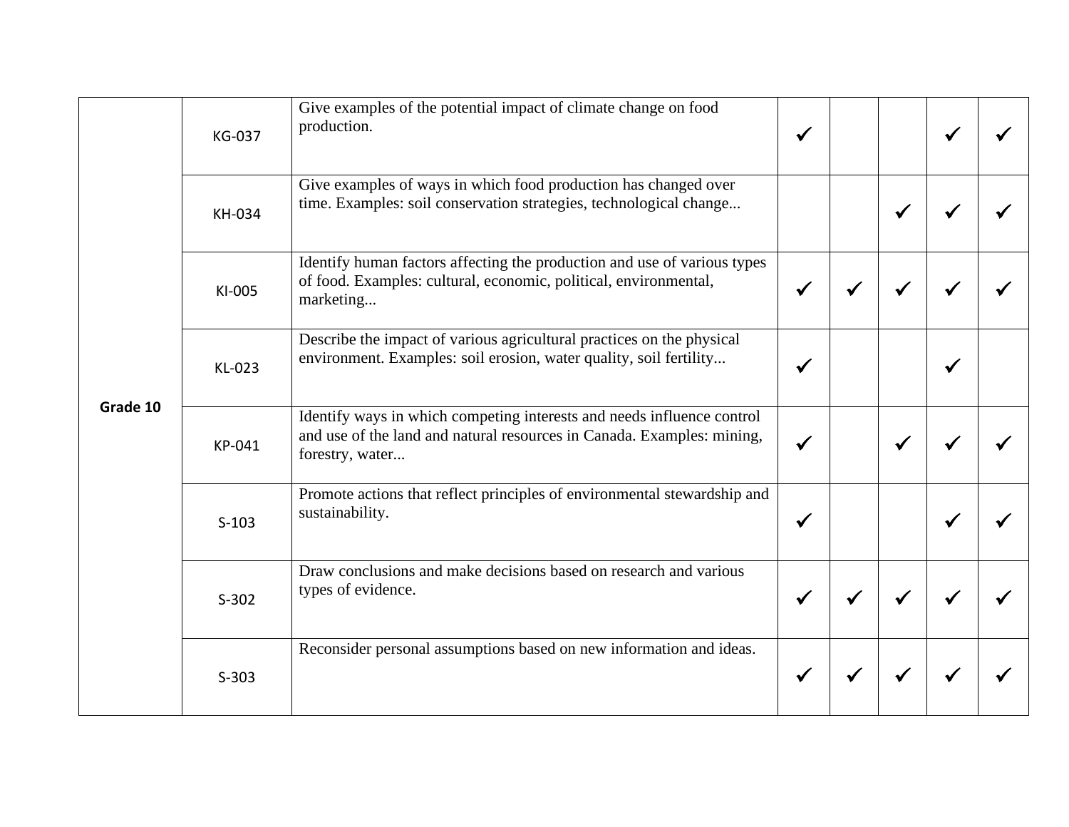| | | | | | | | |
|---|---|---|---|---|---|---|---|
| Grade 10 | KG-037 | Give examples of the potential impact of climate change on food production. | ✓ | | | ✓ | ✓ |
| | KH-034 | Give examples of ways in which food production has changed over time. Examples: soil conservation strategies, technological change... | | | ✓ | ✓ | ✓ |
| | KI-005 | Identify human factors affecting the production and use of various types of food. Examples: cultural, economic, political, environmental, marketing... | ✓ | ✓ | ✓ | ✓ | ✓ |
| | KL-023 | Describe the impact of various agricultural practices on the physical environment. Examples: soil erosion, water quality, soil fertility... | ✓ | | | ✓ | |
| | KP-041 | Identify ways in which competing interests and needs influence control and use of the land and natural resources in Canada. Examples: mining, forestry, water... | ✓ | | ✓ | ✓ | ✓ |
| | S-103 | Promote actions that reflect principles of environmental stewardship and sustainability. | ✓ | | | ✓ | ✓ |
| | S-302 | Draw conclusions and make decisions based on research and various types of evidence. | ✓ | ✓ | ✓ | ✓ | ✓ |
| | S-303 | Reconsider personal assumptions based on new information and ideas. | ✓ | ✓ | ✓ | ✓ | ✓ |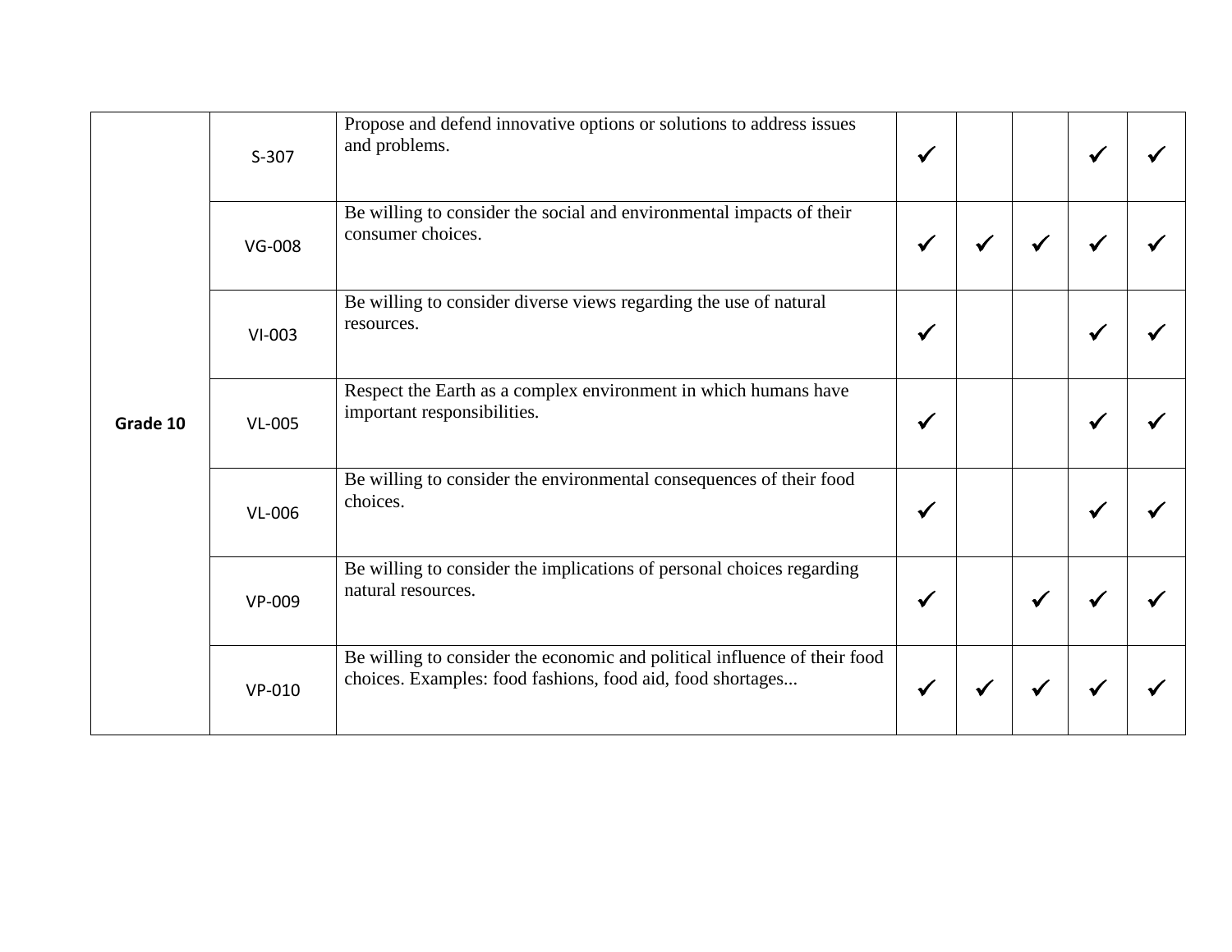| | | | | | | | |
|---|---|---|---|---|---|---|---|
| Grade 10 | S-307 | Propose and defend innovative options or solutions to address issues and problems. | ✓ | | | ✓ | ✓ |
| | VG-008 | Be willing to consider the social and environmental impacts of their consumer choices. | ✓ | ✓ | ✓ | ✓ | ✓ |
| | VI-003 | Be willing to consider diverse views regarding the use of natural resources. | ✓ | | | ✓ | ✓ |
| | VL-005 | Respect the Earth as a complex environment in which humans have important responsibilities. | ✓ | | | ✓ | ✓ |
| | VL-006 | Be willing to consider the environmental consequences of their food choices. | ✓ | | | ✓ | ✓ |
| | VP-009 | Be willing to consider the implications of personal choices regarding natural resources. | ✓ | | ✓ | ✓ | ✓ |
| | VP-010 | Be willing to consider the economic and political influence of their food choices. Examples: food fashions, food aid, food shortages... | ✓ | ✓ | ✓ | ✓ | ✓ |